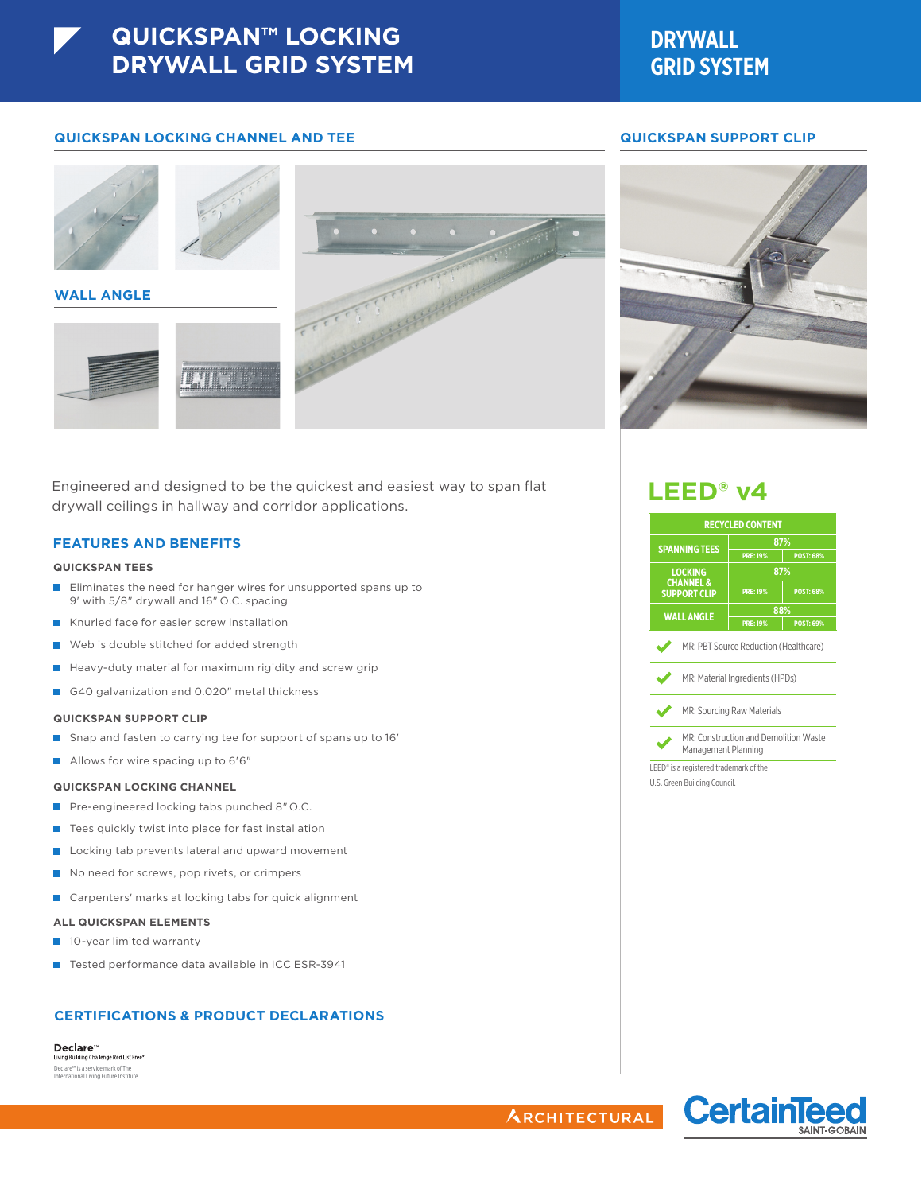# QUICKSPAN™ LOCKING DRYWALL GRID SYSTEM

## DRYWALL GRID SYSTEM

### QUICKSPAN LOCKING CHANNEL AND TEE

### WALL ANGLE

### QUICKSPAN SUPPORT CLIP

Engineered and designed to be the quickest and easiest way to span flat drywall ceilings in hallway and corridor applications.

## FEATURES AND BENEFITS

**QUICKSPAN TEES**

- Eliminates the need for hanger wires for unsupported spans up to 9′ with 5/8″ drywall and 16″ O.C. spacing
- Knurled face for easier screw installation
- Web is double stitched for added strength
- Heavy-duty material for maximum rigidity and screw grip
- G40 galvanization and 0.020″ metal thickness

**QUICKSPAN SUPPORT CLIP**

- Snap and fasten to carrying tee for support of spans up to 16′
- Allows for wire spacing up to 6′6″

**QUICKSPAN LOCKING CHANNEL**

- Pre-engineered locking tabs punched 8″ O.C.
- Tees quickly twist into place for fast installation
- Locking tab prevents lateral and upward movement
- No need for screws, pop rivets, or crimpers
- Carpenters' marks at locking tabs for quick alignment

**ALL QUICKSPAN ELEMENTS**

- 10-year limited warranty
- Tested performance data available in ICC ESR-3941

## CERTIFICATIONS & PRODUCT DECLARATIONS

**Declare™**
Living Building Challenge Red List Free*

Declare℠ is a service mark of The International Living Future Institute.

## LEED® v4

| RECYCLED CONTENT | | |
|---|---|---|
| SPANNING TEES | 87% | |
| | PRE: 19% | POST: 68% |
| LOCKING CHANNEL & SUPPORT CLIP | 87% | |
| | PRE: 19% | POST: 68% |
| WALL ANGLE | 88% | |
| | PRE: 19% | POST: 69% |

- ✔ MR: PBT Source Reduction (Healthcare)
- ✔ MR: Material Ingredients (HPDs)
- ✔ MR: Sourcing Raw Materials
- ✔ MR: Construction and Demolition Waste Management Planning

LEED® is a registered trademark of the U.S. Green Building Council.

ARCHITECTURAL

CertainTeed SAINT-GOBAIN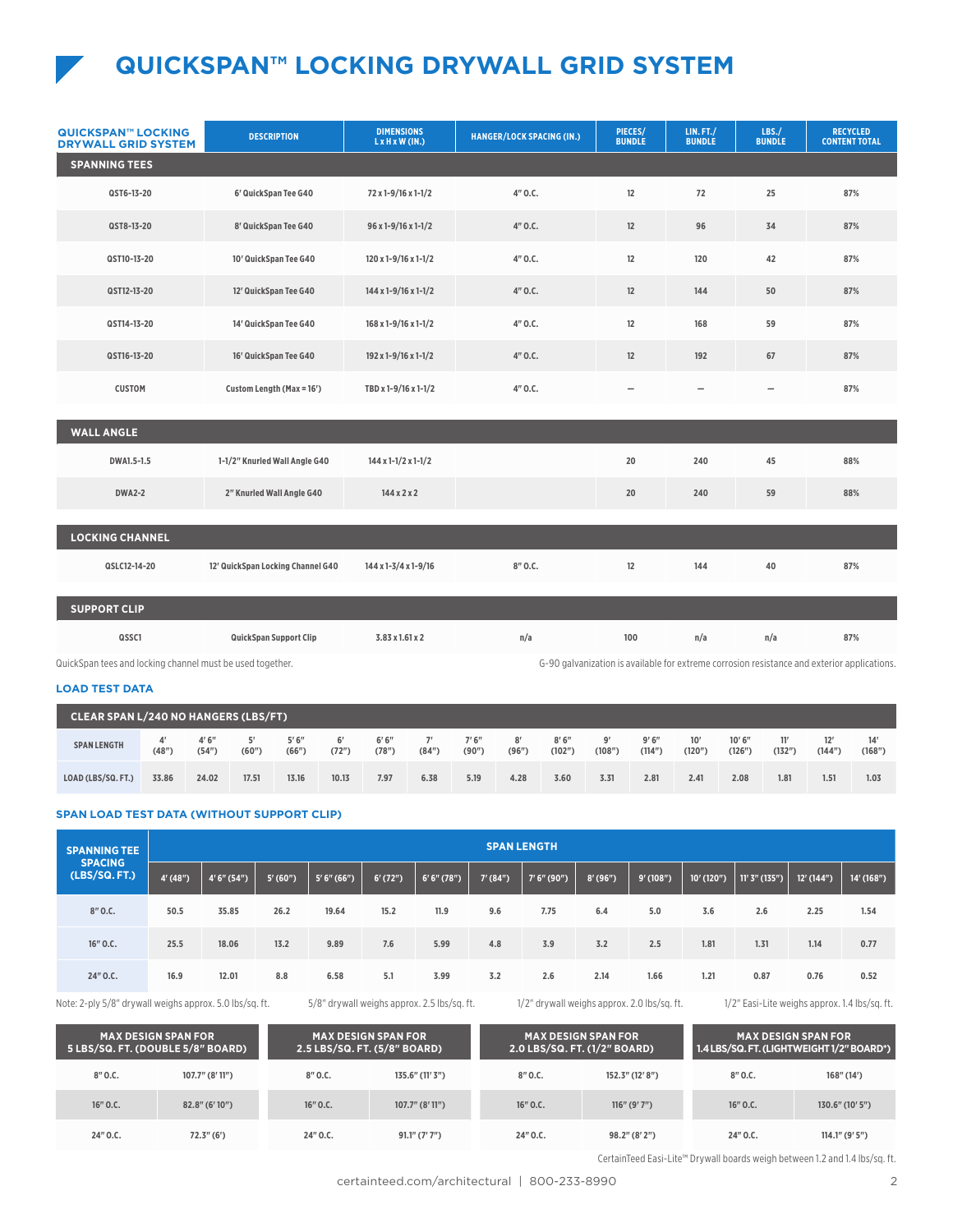# QUICKSPAN™ LOCKING DRYWALL GRID SYSTEM

| QUICKSPAN™ LOCKING DRYWALL GRID SYSTEM | DESCRIPTION | DIMENSIONS L x H x W (IN.) | HANGER/LOCK SPACING (IN.) | PIECES/ BUNDLE | LIN. FT./ BUNDLE | LBS./ BUNDLE | RECYCLED CONTENT TOTAL |
|---|---|---|---|---|---|---|---|
| **SPANNING TEES** | | | | | | | |
| QST6-13-20 | 6' QuickSpan Tee G40 | 72 x 1-9/16 x 1-1/2 | 4" O.C. | 12 | 72 | 25 | 87% |
| QST8-13-20 | 8' QuickSpan Tee G40 | 96 x 1-9/16 x 1-1/2 | 4" O.C. | 12 | 96 | 34 | 87% |
| QST10-13-20 | 10' QuickSpan Tee G40 | 120 x 1-9/16 x 1-1/2 | 4" O.C. | 12 | 120 | 42 | 87% |
| QST12-13-20 | 12' QuickSpan Tee G40 | 144 x 1-9/16 x 1-1/2 | 4" O.C. | 12 | 144 | 50 | 87% |
| QST14-13-20 | 14' QuickSpan Tee G40 | 168 x 1-9/16 x 1-1/2 | 4" O.C. | 12 | 168 | 59 | 87% |
| QST16-13-20 | 16' QuickSpan Tee G40 | 192 x 1-9/16 x 1-1/2 | 4" O.C. | 12 | 192 | 67 | 87% |
| CUSTOM | Custom Length (Max = 16') | TBD x 1-9/16 x 1-1/2 | 4" O.C. | — | — | — | 87% |
| **WALL ANGLE** | | | | | | | |
| DWA1.5-1.5 | 1-1/2" Knurled Wall Angle G40 | 144 x 1-1/2 x 1-1/2 | | 20 | 240 | 45 | 88% |
| DWA2-2 | 2" Knurled Wall Angle G40 | 144 x 2 x 2 | | 20 | 240 | 59 | 88% |
| **LOCKING CHANNEL** | | | | | | | |
| QSLC12-14-20 | 12' QuickSpan Locking Channel G40 | 144 x 1-3/4 x 1-9/16 | 8" O.C. | 12 | 144 | 40 | 87% |
| **SUPPORT CLIP** | | | | | | | |
| QSSC1 | QuickSpan Support Clip | 3.83 x 1.61 x 2 | n/a | 100 | n/a | n/a | 87% |

QuickSpan tees and locking channel must be used together.

G-90 galvanization is available for extreme corrosion resistance and exterior applications.

## LOAD TEST DATA

| CLEAR SPAN L/240 NO HANGERS (LBS/FT) | | | | | | | | | | | | | | | | |
|---|---|---|---|---|---|---|---|---|---|---|---|---|---|---|---|---|
| SPAN LENGTH | 4' (48") | 4' 6" (54") | 5' (60") | 5' 6" (66") | 6' (72") | 6' 6" (78") | 7' (84") | 7' 6" (90") | 8' (96") | 8' 6" (102") | 9' (108") | 9' 6" (114") | 10' (120") | 10' 6" (126") | 11' (132") | 12' (144") | 14' (168") |
| LOAD (LBS/SQ. FT.) | 33.86 | 24.02 | 17.51 | 13.16 | 10.13 | 7.97 | 6.38 | 5.19 | 4.28 | 3.60 | 3.31 | 2.81 | 2.41 | 2.08 | 1.81 | 1.51 | 1.03 |

## SPAN LOAD TEST DATA (WITHOUT SUPPORT CLIP)

| SPANNING TEE SPACING (LBS/SQ. FT.) | SPAN LENGTH | | | | | | | | | | | | | |
|---|---|---|---|---|---|---|---|---|---|---|---|---|---|---|
| | 4' (48") | 4' 6" (54") | 5' (60") | 5' 6" (66") | 6' (72") | 6' 6" (78") | 7' (84") | 7' 6" (90") | 8' (96") | 9' (108") | 10' (120") | 11' 3" (135") | 12' (144") | 14' (168") |
| 8" O.C. | 50.5 | 35.85 | 26.2 | 19.64 | 15.2 | 11.9 | 9.6 | 7.75 | 6.4 | 5.0 | 3.6 | 2.6 | 2.25 | 1.54 |
| 16" O.C. | 25.5 | 18.06 | 13.2 | 9.89 | 7.6 | 5.99 | 4.8 | 3.9 | 3.2 | 2.5 | 1.81 | 1.31 | 1.14 | 0.77 |
| 24" O.C. | 16.9 | 12.01 | 8.8 | 6.58 | 5.1 | 3.99 | 3.2 | 2.6 | 2.14 | 1.66 | 1.21 | 0.87 | 0.76 | 0.52 |

Note: 2-ply 5/8" drywall weighs approx. 5.0 lbs/sq. ft. 5/8" drywall weighs approx. 2.5 lbs/sq. ft. 1/2" drywall weighs approx. 2.0 lbs/sq. ft. 1/2" Easi-Lite weighs approx. 1.4 lbs/sq. ft.

| MAX DESIGN SPAN FOR 5 LBS/SQ. FT. (DOUBLE 5/8" BOARD) | |
|---|---|
| 8" O.C. | 107.7" (8' 11") |
| 16" O.C. | 82.8" (6' 10") |
| 24" O.C. | 72.3" (6') |

| MAX DESIGN SPAN FOR 2.5 LBS/SQ. FT. (5/8" BOARD) | |
|---|---|
| 8" O.C. | 135.6" (11' 3") |
| 16" O.C. | 107.7" (8' 11") |
| 24" O.C. | 91.1" (7' 7") |

| MAX DESIGN SPAN FOR 2.0 LBS/SQ. FT. (1/2" BOARD) | |
|---|---|
| 8" O.C. | 152.3" (12' 8") |
| 16" O.C. | 116" (9' 7") |
| 24" O.C. | 98.2" (8' 2") |

| MAX DESIGN SPAN FOR 1.4 LBS/SQ. FT. (LIGHTWEIGHT 1/2" BOARD*) | |
|---|---|
| 8" O.C. | 168" (14') |
| 16" O.C. | 130.6" (10' 5") |
| 24" O.C. | 114.1" (9' 5") |

CertainTeed Easi-Lite™ Drywall boards weigh between 1.2 and 1.4 lbs/sq. ft.

certainteed.com/architectural | 800-233-8990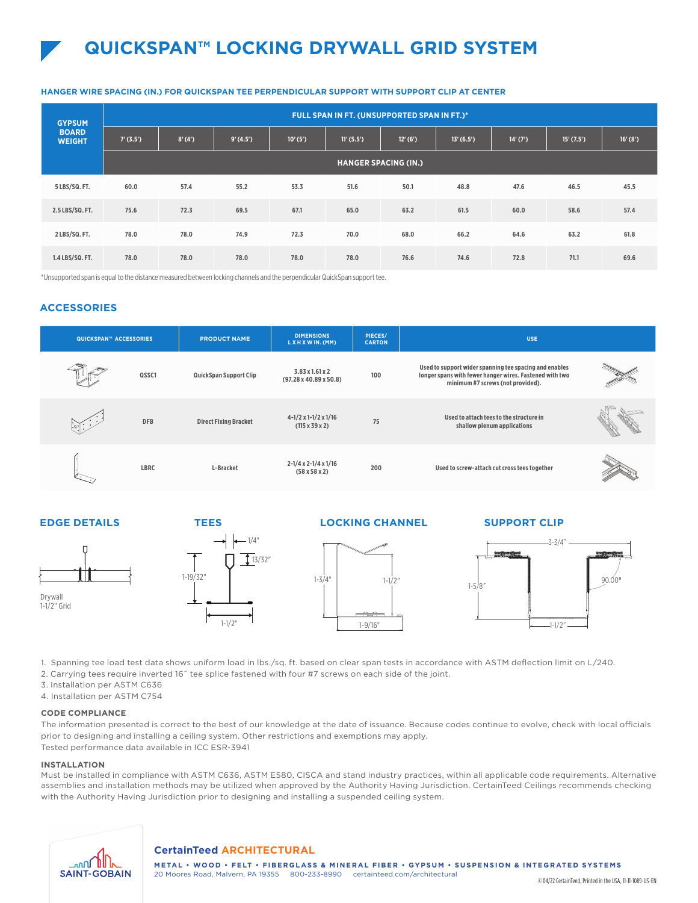# QUICKSPAN™ LOCKING DRYWALL GRID SYSTEM

**HANGER WIRE SPACING (IN.) FOR QUICKSPAN TEE PERPENDICULAR SUPPORT WITH SUPPORT CLIP AT CENTER**

| GYPSUM BOARD WEIGHT | FULL SPAN IN FT. (UNSUPPORTED SPAN IN FT.)* | | | | | | | | | |
|---|---|---|---|---|---|---|---|---|---|---|
| | 7' (3.5') | 8' (4') | 9' (4.5') | 10' (5') | 11' (5.5') | 12' (6') | 13' (6.5') | 14' (7') | 15' (7.5') | 16' (8') |
| | HANGER SPACING (IN.) | | | | | | | | | |
| 5 LBS/SQ. FT. | 60.0 | 57.4 | 55.2 | 53.3 | 51.6 | 50.1 | 48.8 | 47.6 | 46.5 | 45.5 |
| 2.5 LBS/SQ. FT. | 75.6 | 72.3 | 69.5 | 67.1 | 65.0 | 63.2 | 61.5 | 60.0 | 58.6 | 57.4 |
| 2 LBS/SQ. FT. | 78.0 | 78.0 | 74.9 | 72.3 | 70.0 | 68.0 | 66.2 | 64.6 | 63.2 | 61.8 |
| 1.4 LBS/SQ. FT. | 78.0 | 78.0 | 78.0 | 78.0 | 78.0 | 76.6 | 74.6 | 72.8 | 71.1 | 69.6 |

*Unsupported span is equal to the distance measured between locking channels and the perpendicular QuickSpan support tee.

## ACCESSORIES

| QUICKSPAN™ ACCESSORIES | PRODUCT NAME | DIMENSIONS L X H X W IN. (MM) | PIECES/ CARTON | USE |
|---|---|---|---|---|
| QSSC1 | QuickSpan Support Clip | 3.83 x 1.61 x 2 (97.28 x 40.89 x 50.8) | 100 | Used to support wider spanning tee spacing and enables longer spans with fewer hanger wires. Fastened with two minimum #7 screws (not provided). |
| DFB | Direct Fixing Bracket | 4-1/2 x 1-1/2 x 1/16 (115 x 39 x 2) | 75 | Used to attach tees to the structure in shallow plenum applications |
| LBRC | L-Bracket | 2-1/4 x 2-1/4 x 1/16 (58 x 58 x 2) | 200 | Used to screw-attach cut cross tees together |

## EDGE DETAILS

Drywall
1-1/2" Grid

## TEES

1/4"
13/32"
1-19/32"
1-1/2"

## LOCKING CHANNEL

1-3/4"
1-1/2"
1-9/16"

## SUPPORT CLIP

3-3/4"
1-5/8"
90.00°
1-1/2"

1. Spanning tee load test data shows uniform load in lbs./sq. ft. based on clear span tests in accordance with ASTM deflection limit on L/240.
2. Carrying tees require inverted 16" tee splice fastened with four #7 screws on each side of the joint.
3. Installation per ASTM C636
4. Installation per ASTM C754

#### CODE COMPLIANCE

The information presented is correct to the best of our knowledge at the date of issuance. Because codes continue to evolve, check with local officials prior to designing and installing a ceiling system. Other restrictions and exemptions may apply.
Tested performance data available in ICC ESR-3941

#### INSTALLATION

Must be installed in compliance with ASTM C636, ASTM E580, CISCA and stand industry practices, within all applicable code requirements. Alternative assemblies and installation methods may be utilized when approved by the Authority Having Jurisdiction. CertainTeed Ceilings recommends checking with the Authority Having Jurisdiction prior to designing and installing a suspended ceiling system.

SAINT-GOBAIN

**CertainTeed ARCHITECTURAL**

**METAL • WOOD • FELT • FIBERGLASS & MINERAL FIBER • GYPSUM • SUSPENSION & INTEGRATED SYSTEMS**
20 Moores Road, Malvern, PA 19355 800-233-8990 certainteed.com/architectural

© 04/22 CertainTeed, Printed in the USA, 11-11-1089-US-EN